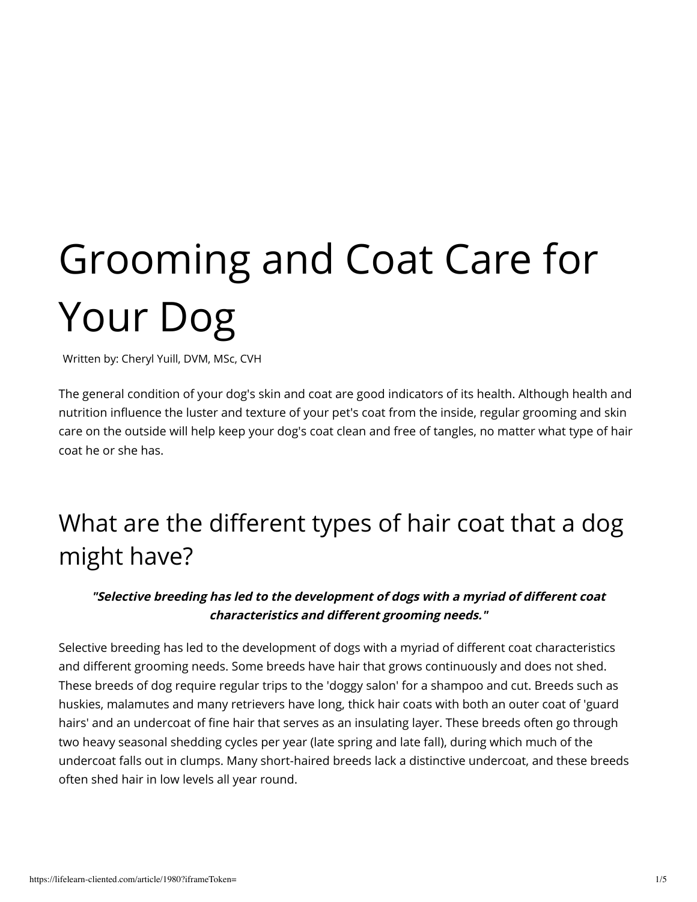# Grooming and Coat Care for Your Dog

Written by: Cheryl Yuill, DVM, MSc, CVH

The general condition of your dog's skin and coat are good indicators of its health. Although health and nutrition influence the luster and texture of your pet's coat from the inside, regular grooming and skin care on the outside will help keep your dog's coat clean and free of tangles, no matter what type of hair coat he or she has.

## What are the different types of hair coat that a dog might have?

***"Selective breeding has led to the development of dogs with a myriad of different coat characteristics and different grooming needs."***

Selective breeding has led to the development of dogs with a myriad of different coat characteristics and different grooming needs. Some breeds have hair that grows continuously and does not shed. These breeds of dog require regular trips to the 'doggy salon' for a shampoo and cut. Breeds such as huskies, malamutes and many retrievers have long, thick hair coats with both an outer coat of 'guard hairs' and an undercoat of fine hair that serves as an insulating layer. These breeds often go through two heavy seasonal shedding cycles per year (late spring and late fall), during which much of the undercoat falls out in clumps. Many short-haired breeds lack a distinctive undercoat, and these breeds often shed hair in low levels all year round.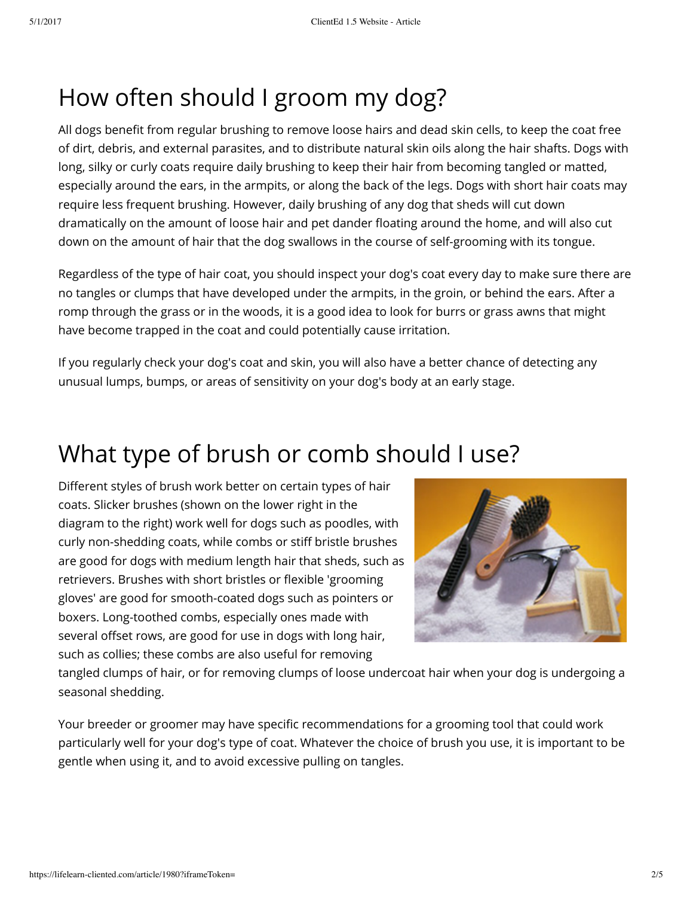# How often should I groom my dog?

All dogs benefit from regular brushing to remove loose hairs and dead skin cells, to keep the coat free of dirt, debris, and external parasites, and to distribute natural skin oils along the hair shafts. Dogs with long, silky or curly coats require daily brushing to keep their hair from becoming tangled or matted, especially around the ears, in the armpits, or along the back of the legs. Dogs with short hair coats may require less frequent brushing. However, daily brushing of any dog that sheds will cut down dramatically on the amount of loose hair and pet dander floating around the home, and will also cut down on the amount of hair that the dog swallows in the course of self-grooming with its tongue.

Regardless of the type of hair coat, you should inspect your dog's coat every day to make sure there are no tangles or clumps that have developed under the armpits, in the groin, or behind the ears. After a romp through the grass or in the woods, it is a good idea to look for burrs or grass awns that might have become trapped in the coat and could potentially cause irritation.

If you regularly check your dog's coat and skin, you will also have a better chance of detecting any unusual lumps, bumps, or areas of sensitivity on your dog's body at an early stage.

# What type of brush or comb should I use?

Different styles of brush work better on certain types of hair coats. Slicker brushes (shown on the lower right in the diagram to the right) work well for dogs such as poodles, with curly non-shedding coats, while combs or stiff bristle brushes are good for dogs with medium length hair that sheds, such as retrievers. Brushes with short bristles or flexible 'grooming gloves' are good for smooth-coated dogs such as pointers or boxers. Long-toothed combs, especially ones made with several offset rows, are good for use in dogs with long hair, such as collies; these combs are also useful for removing tangled clumps of hair, or for removing clumps of loose undercoat hair when your dog is undergoing a seasonal shedding.

Your breeder or groomer may have specific recommendations for a grooming tool that could work particularly well for your dog's type of coat. Whatever the choice of brush you use, it is important to be gentle when using it, and to avoid excessive pulling on tangles.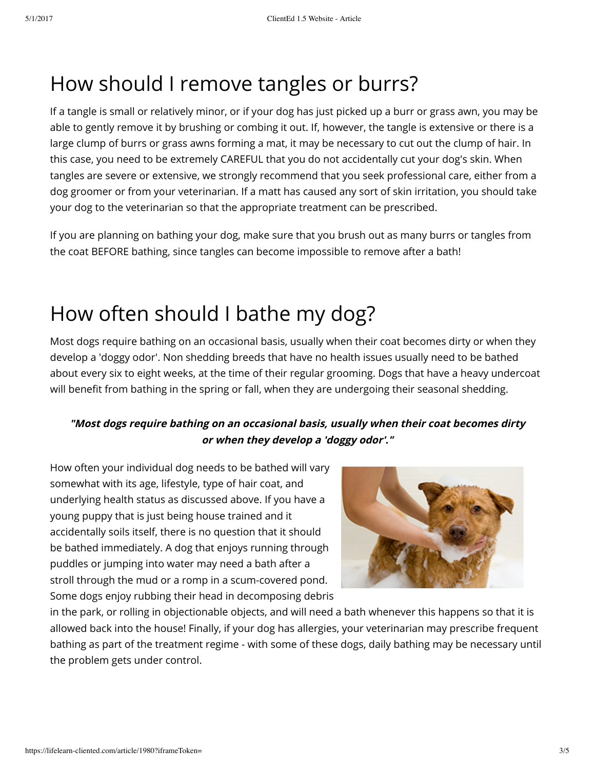# How should I remove tangles or burrs?

If a tangle is small or relatively minor, or if your dog has just picked up a burr or grass awn, you may be able to gently remove it by brushing or combing it out. If, however, the tangle is extensive or there is a large clump of burrs or grass awns forming a mat, it may be necessary to cut out the clump of hair. In this case, you need to be extremely CAREFUL that you do not accidentally cut your dog's skin. When tangles are severe or extensive, we strongly recommend that you seek professional care, either from a dog groomer or from your veterinarian. If a matt has caused any sort of skin irritation, you should take your dog to the veterinarian so that the appropriate treatment can be prescribed.

If you are planning on bathing your dog, make sure that you brush out as many burrs or tangles from the coat BEFORE bathing, since tangles can become impossible to remove after a bath!

# How often should I bathe my dog?

Most dogs require bathing on an occasional basis, usually when their coat becomes dirty or when they develop a 'doggy odor'. Non shedding breeds that have no health issues usually need to be bathed about every six to eight weeks, at the time of their regular grooming. Dogs that have a heavy undercoat will benefit from bathing in the spring or fall, when they are undergoing their seasonal shedding.

***"Most dogs require bathing on an occasional basis, usually when their coat becomes dirty or when they develop a 'doggy odor'."***

How often your individual dog needs to be bathed will vary somewhat with its age, lifestyle, type of hair coat, and underlying health status as discussed above. If you have a young puppy that is just being house trained and it accidentally soils itself, there is no question that it should be bathed immediately. A dog that enjoys running through puddles or jumping into water may need a bath after a stroll through the mud or a romp in a scum-covered pond. Some dogs enjoy rubbing their head in decomposing debris in the park, or rolling in objectionable objects, and will need a bath whenever this happens so that it is allowed back into the house! Finally, if your dog has allergies, your veterinarian may prescribe frequent bathing as part of the treatment regime - with some of these dogs, daily bathing may be necessary until the problem gets under control.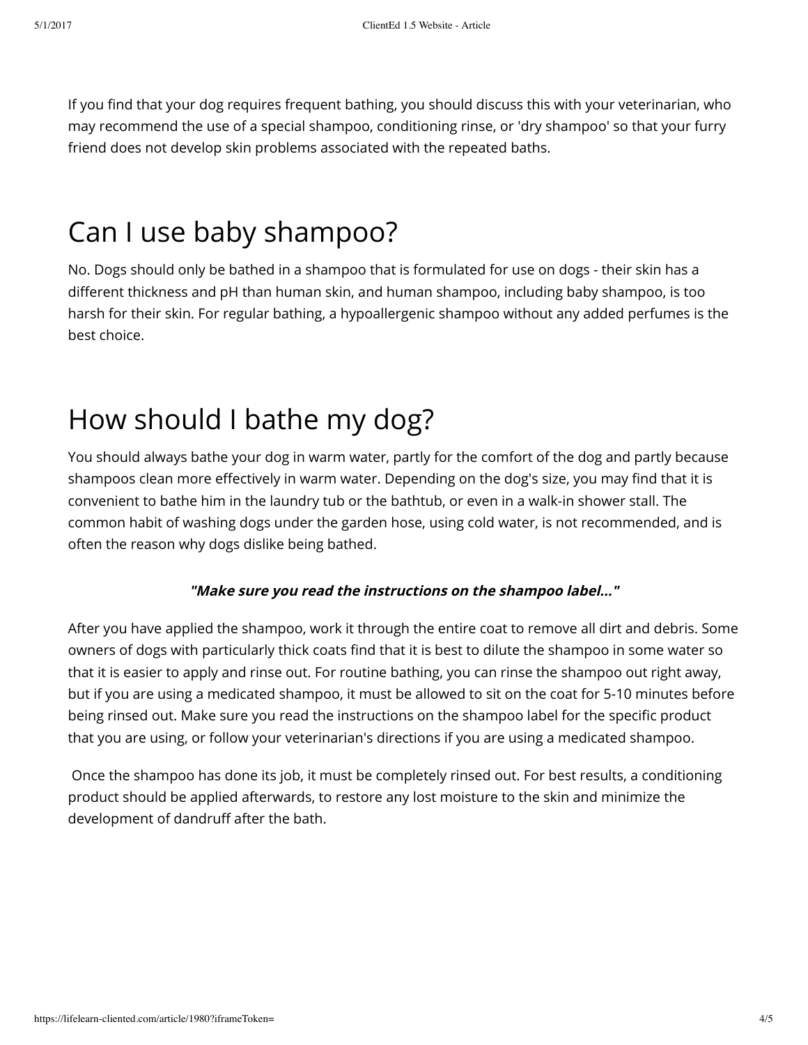If you find that your dog requires frequent bathing, you should discuss this with your veterinarian, who may recommend the use of a special shampoo, conditioning rinse, or 'dry shampoo' so that your furry friend does not develop skin problems associated with the repeated baths.

## Can I use baby shampoo?

No. Dogs should only be bathed in a shampoo that is formulated for use on dogs - their skin has a different thickness and pH than human skin, and human shampoo, including baby shampoo, is too harsh for their skin. For regular bathing, a hypoallergenic shampoo without any added perfumes is the best choice.

## How should I bathe my dog?

You should always bathe your dog in warm water, partly for the comfort of the dog and partly because shampoos clean more effectively in warm water. Depending on the dog's size, you may find that it is convenient to bathe him in the laundry tub or the bathtub, or even in a walk-in shower stall. The common habit of washing dogs under the garden hose, using cold water, is not recommended, and is often the reason why dogs dislike being bathed.

***"Make sure you read the instructions on the shampoo label..."***

After you have applied the shampoo, work it through the entire coat to remove all dirt and debris. Some owners of dogs with particularly thick coats find that it is best to dilute the shampoo in some water so that it is easier to apply and rinse out. For routine bathing, you can rinse the shampoo out right away, but if you are using a medicated shampoo, it must be allowed to sit on the coat for 5-10 minutes before being rinsed out. Make sure you read the instructions on the shampoo label for the specific product that you are using, or follow your veterinarian's directions if you are using a medicated shampoo.

Once the shampoo has done its job, it must be completely rinsed out. For best results, a conditioning product should be applied afterwards, to restore any lost moisture to the skin and minimize the development of dandruff after the bath.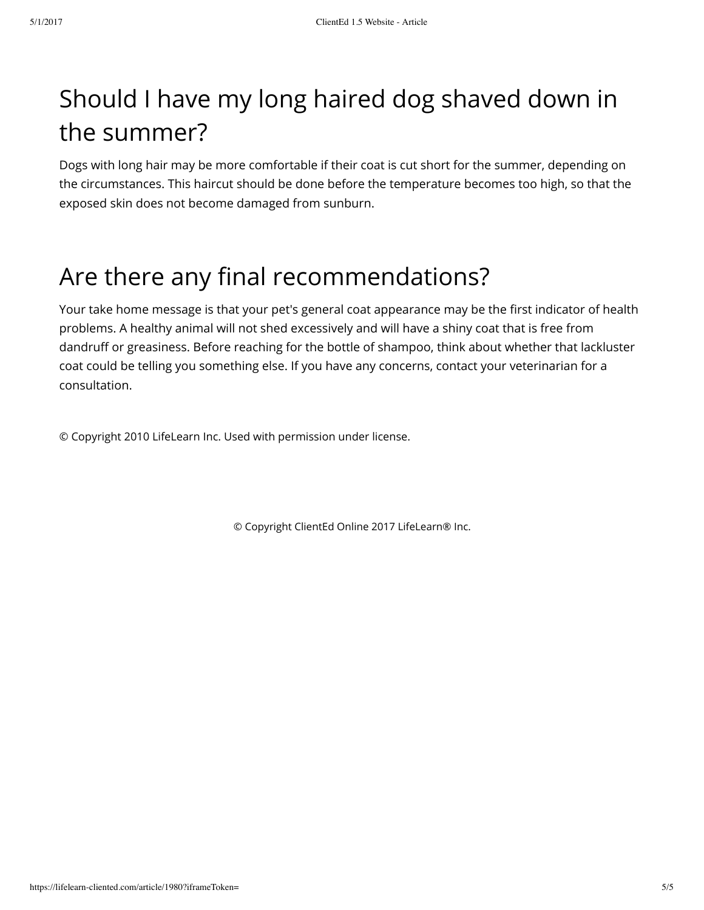## Should I have my long haired dog shaved down in the summer?

Dogs with long hair may be more comfortable if their coat is cut short for the summer, depending on the circumstances. This haircut should be done before the temperature becomes too high, so that the exposed skin does not become damaged from sunburn.

## Are there any final recommendations?

Your take home message is that your pet's general coat appearance may be the first indicator of health problems. A healthy animal will not shed excessively and will have a shiny coat that is free from dandruff or greasiness. Before reaching for the bottle of shampoo, think about whether that lackluster coat could be telling you something else. If you have any concerns, contact your veterinarian for a consultation.

© Copyright 2010 LifeLearn Inc. Used with permission under license.

© Copyright ClientEd Online 2017 LifeLearn® Inc.